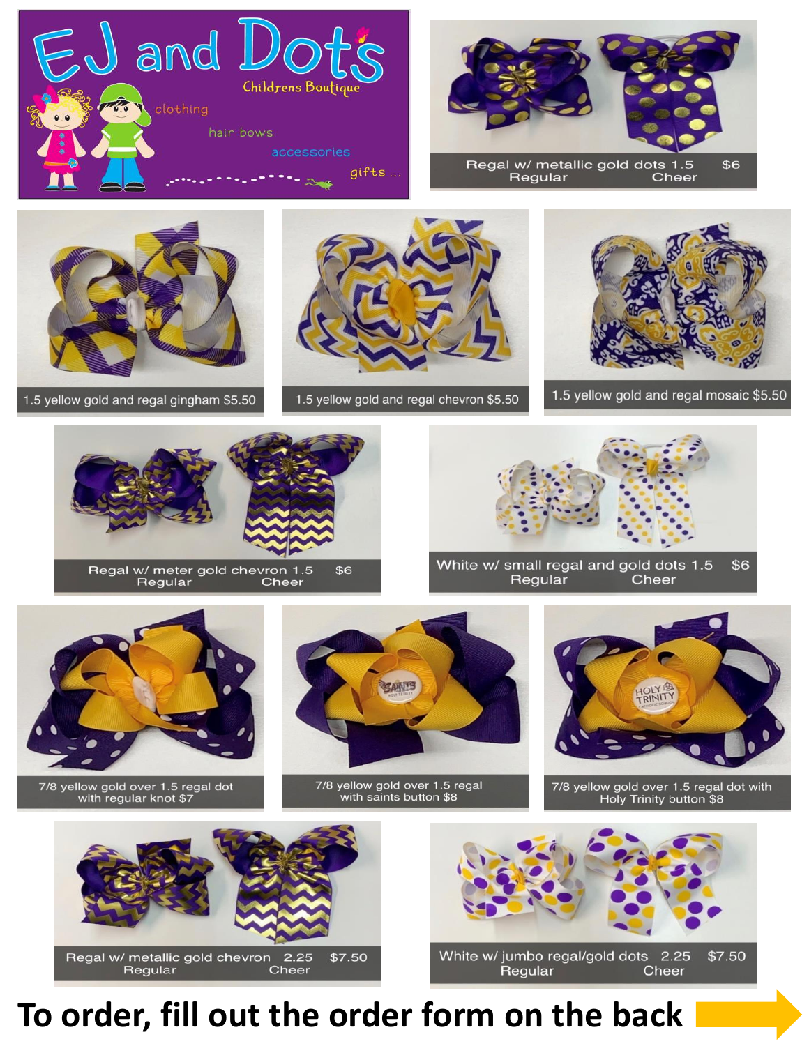# EJ and Dots

Childrens Boutique

clothing

hair bows

accessories

gifts ...

Regal w/ metallic gold dots 1.5 $6
Regular Cheer

1.5 yellow gold and regal gingham $5.50

1.5 yellow gold and regal chevron $5.50

1.5 yellow gold and regal mosaic $5.50

Regal w/ meter gold chevron 1.5 $6
Regular Cheer

White w/ small regal and gold dots 1.5 $6
Regular Cheer

7/8 yellow gold over 1.5 regal dot with regular knot $7

7/8 yellow gold over 1.5 regal with saints button $8

7/8 yellow gold over 1.5 regal dot with Holy Trinity button $8

Regal w/ metallic gold chevron 2.25 $7.50
Regular Cheer

White w/ jumbo regal/gold dots 2.25 $7.50
Regular Cheer

**To order, fill out the order form on the back**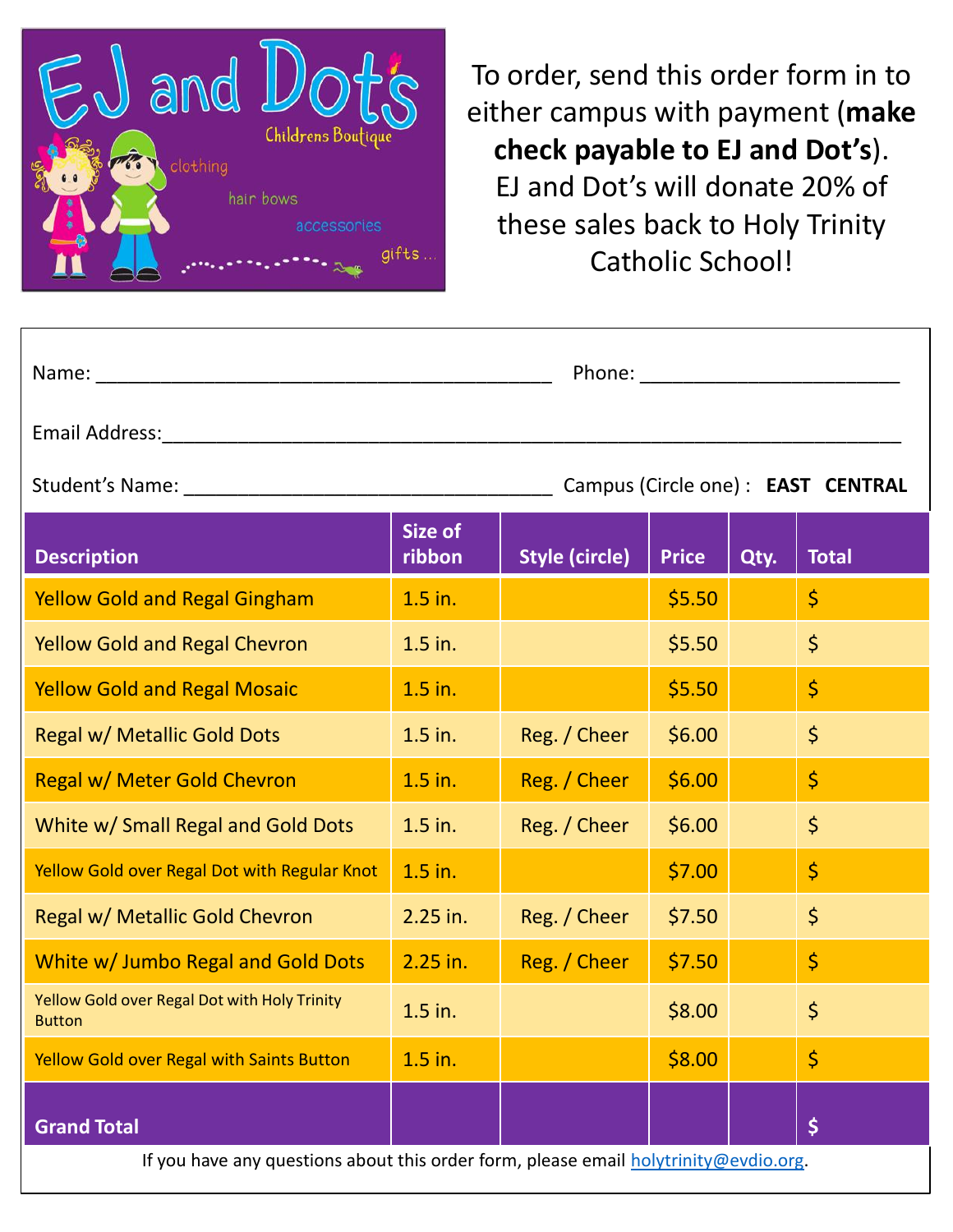EJ and Dot's
Childrens Boutique
clothing
hair bows
accessories
gifts ...

To order, send this order form in to either campus with payment (**make check payable to EJ and Dot's**). EJ and Dot's will donate 20% of these sales back to Holy Trinity Catholic School!

Name: ________________________________________ Phone: ______________________

Email Address:____________________________________________________________________

Student's Name: _________________________________ Campus (Circle one) : **EAST CENTRAL**

| Description | Size of ribbon | Style (circle) | Price | Qty. | Total |
|---|---|---|---|---|---|
| Yellow Gold and Regal Gingham | 1.5 in. | | $5.50 | | $ |
| Yellow Gold and Regal Chevron | 1.5 in. | | $5.50 | | $ |
| Yellow Gold and Regal Mosaic | 1.5 in. | | $5.50 | | $ |
| Regal w/ Metallic Gold Dots | 1.5 in. | Reg. / Cheer | $6.00 | | $ |
| Regal w/ Meter Gold Chevron | 1.5 in. | Reg. / Cheer | $6.00 | | $ |
| White w/ Small Regal and Gold Dots | 1.5 in. | Reg. / Cheer | $6.00 | | $ |
| Yellow Gold over Regal Dot with Regular Knot | 1.5 in. | | $7.00 | | $ |
| Regal w/ Metallic Gold Chevron | 2.25 in. | Reg. / Cheer | $7.50 | | $ |
| White w/ Jumbo Regal and Gold Dots | 2.25 in. | Reg. / Cheer | $7.50 | | $ |
| Yellow Gold over Regal Dot with Holy Trinity Button | 1.5 in. | | $8.00 | | $ |
| Yellow Gold over Regal with Saints Button | 1.5 in. | | $8.00 | | $ |
| **Grand Total** | | | | | $ |

If you have any questions about this order form, please email holytrinity@evdio.org.